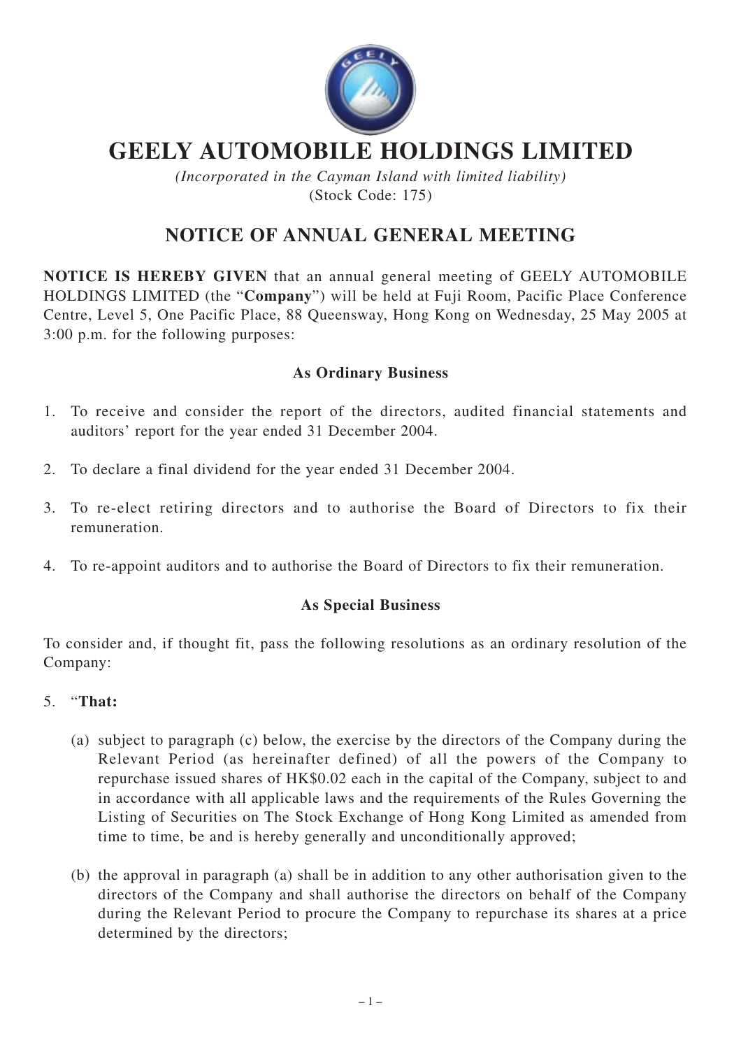# GEELY AUTOMOBILE HOLDINGS LIMITED

*(Incorporated in the Cayman Island with limited liability)*
(Stock Code: 175)

## NOTICE OF ANNUAL GENERAL MEETING

**NOTICE IS HEREBY GIVEN** that an annual general meeting of GEELY AUTOMOBILE HOLDINGS LIMITED (the "**Company**") will be held at Fuji Room, Pacific Place Conference Centre, Level 5, One Pacific Place, 88 Queensway, Hong Kong on Wednesday, 25 May 2005 at 3:00 p.m. for the following purposes:

### As Ordinary Business

1. To receive and consider the report of the directors, audited financial statements and auditors' report for the year ended 31 December 2004.

2. To declare a final dividend for the year ended 31 December 2004.

3. To re-elect retiring directors and to authorise the Board of Directors to fix their remuneration.

4. To re-appoint auditors and to authorise the Board of Directors to fix their remuneration.

### As Special Business

To consider and, if thought fit, pass the following resolutions as an ordinary resolution of the Company:

5. "**That:**

   (a) subject to paragraph (c) below, the exercise by the directors of the Company during the Relevant Period (as hereinafter defined) of all the powers of the Company to repurchase issued shares of HK$0.02 each in the capital of the Company, subject to and in accordance with all applicable laws and the requirements of the Rules Governing the Listing of Securities on The Stock Exchange of Hong Kong Limited as amended from time to time, be and is hereby generally and unconditionally approved;

   (b) the approval in paragraph (a) shall be in addition to any other authorisation given to the directors of the Company and shall authorise the directors on behalf of the Company during the Relevant Period to procure the Company to repurchase its shares at a price determined by the directors;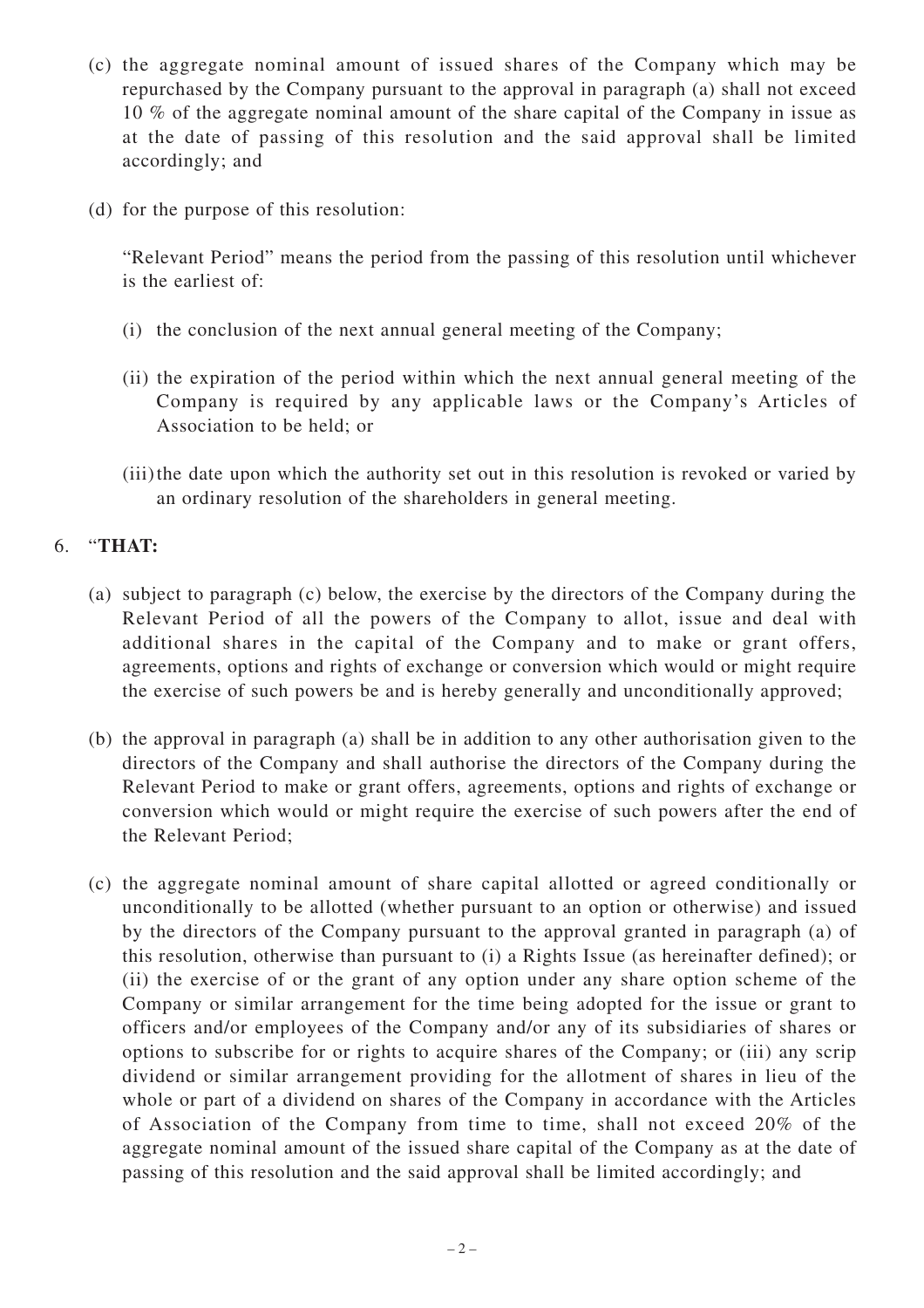(c) the aggregate nominal amount of issued shares of the Company which may be repurchased by the Company pursuant to the approval in paragraph (a) shall not exceed 10 % of the aggregate nominal amount of the share capital of the Company in issue as at the date of passing of this resolution and the said approval shall be limited accordingly; and

(d) for the purpose of this resolution:

"Relevant Period" means the period from the passing of this resolution until whichever is the earliest of:

(i) the conclusion of the next annual general meeting of the Company;

(ii) the expiration of the period within which the next annual general meeting of the Company is required by any applicable laws or the Company's Articles of Association to be held; or

(iii) the date upon which the authority set out in this resolution is revoked or varied by an ordinary resolution of the shareholders in general meeting.

6. "**THAT:**

(a) subject to paragraph (c) below, the exercise by the directors of the Company during the Relevant Period of all the powers of the Company to allot, issue and deal with additional shares in the capital of the Company and to make or grant offers, agreements, options and rights of exchange or conversion which would or might require the exercise of such powers be and is hereby generally and unconditionally approved;

(b) the approval in paragraph (a) shall be in addition to any other authorisation given to the directors of the Company and shall authorise the directors of the Company during the Relevant Period to make or grant offers, agreements, options and rights of exchange or conversion which would or might require the exercise of such powers after the end of the Relevant Period;

(c) the aggregate nominal amount of share capital allotted or agreed conditionally or unconditionally to be allotted (whether pursuant to an option or otherwise) and issued by the directors of the Company pursuant to the approval granted in paragraph (a) of this resolution, otherwise than pursuant to (i) a Rights Issue (as hereinafter defined); or (ii) the exercise of or the grant of any option under any share option scheme of the Company or similar arrangement for the time being adopted for the issue or grant to officers and/or employees of the Company and/or any of its subsidiaries of shares or options to subscribe for or rights to acquire shares of the Company; or (iii) any scrip dividend or similar arrangement providing for the allotment of shares in lieu of the whole or part of a dividend on shares of the Company in accordance with the Articles of Association of the Company from time to time, shall not exceed 20% of the aggregate nominal amount of the issued share capital of the Company as at the date of passing of this resolution and the said approval shall be limited accordingly; and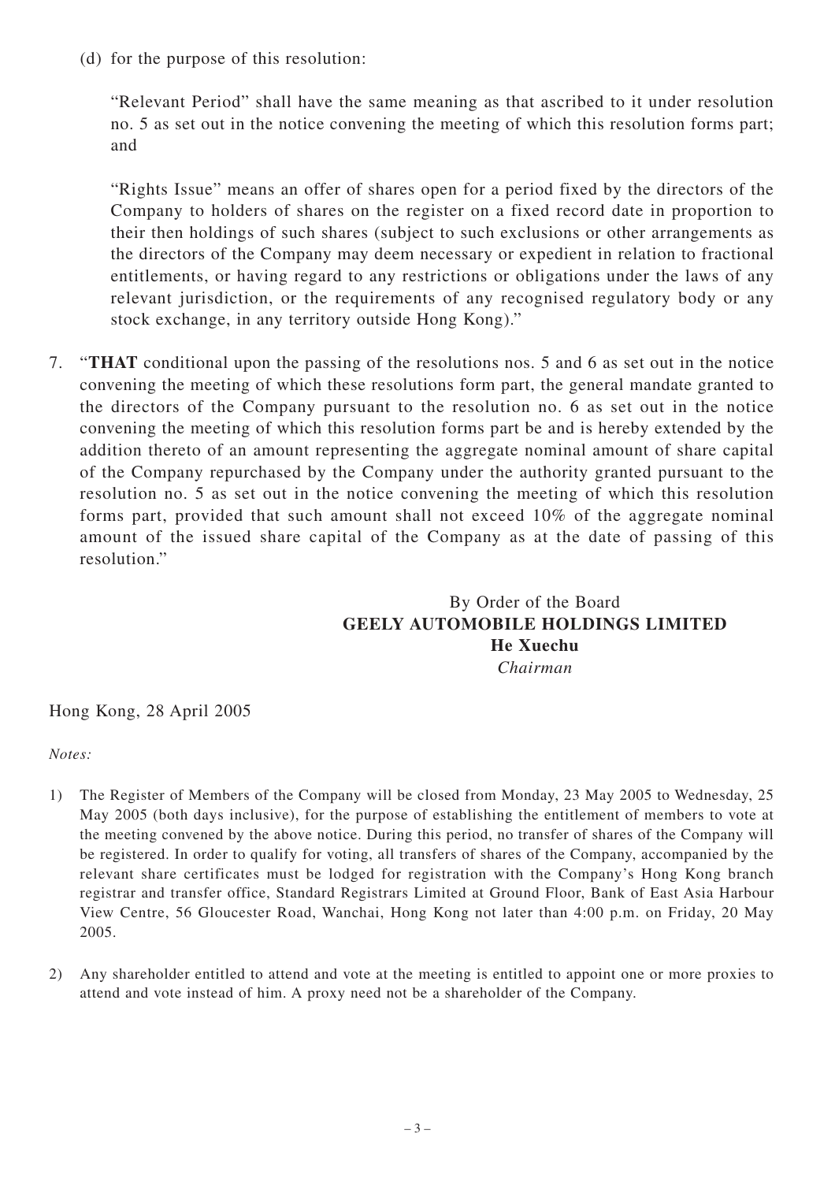(d) for the purpose of this resolution:

"Relevant Period" shall have the same meaning as that ascribed to it under resolution no. 5 as set out in the notice convening the meeting of which this resolution forms part; and

"Rights Issue" means an offer of shares open for a period fixed by the directors of the Company to holders of shares on the register on a fixed record date in proportion to their then holdings of such shares (subject to such exclusions or other arrangements as the directors of the Company may deem necessary or expedient in relation to fractional entitlements, or having regard to any restrictions or obligations under the laws of any relevant jurisdiction, or the requirements of any recognised regulatory body or any stock exchange, in any territory outside Hong Kong)."

7. "**THAT** conditional upon the passing of the resolutions nos. 5 and 6 as set out in the notice convening the meeting of which these resolutions form part, the general mandate granted to the directors of the Company pursuant to the resolution no. 6 as set out in the notice convening the meeting of which this resolution forms part be and is hereby extended by the addition thereto of an amount representing the aggregate nominal amount of share capital of the Company repurchased by the Company under the authority granted pursuant to the resolution no. 5 as set out in the notice convening the meeting of which this resolution forms part, provided that such amount shall not exceed 10% of the aggregate nominal amount of the issued share capital of the Company as at the date of passing of this resolution."

By Order of the Board
**GEELY AUTOMOBILE HOLDINGS LIMITED**
**He Xuechu**
*Chairman*

Hong Kong, 28 April 2005

*Notes:*

1) The Register of Members of the Company will be closed from Monday, 23 May 2005 to Wednesday, 25 May 2005 (both days inclusive), for the purpose of establishing the entitlement of members to vote at the meeting convened by the above notice. During this period, no transfer of shares of the Company will be registered. In order to qualify for voting, all transfers of shares of the Company, accompanied by the relevant share certificates must be lodged for registration with the Company's Hong Kong branch registrar and transfer office, Standard Registrars Limited at Ground Floor, Bank of East Asia Harbour View Centre, 56 Gloucester Road, Wanchai, Hong Kong not later than 4:00 p.m. on Friday, 20 May 2005.

2) Any shareholder entitled to attend and vote at the meeting is entitled to appoint one or more proxies to attend and vote instead of him. A proxy need not be a shareholder of the Company.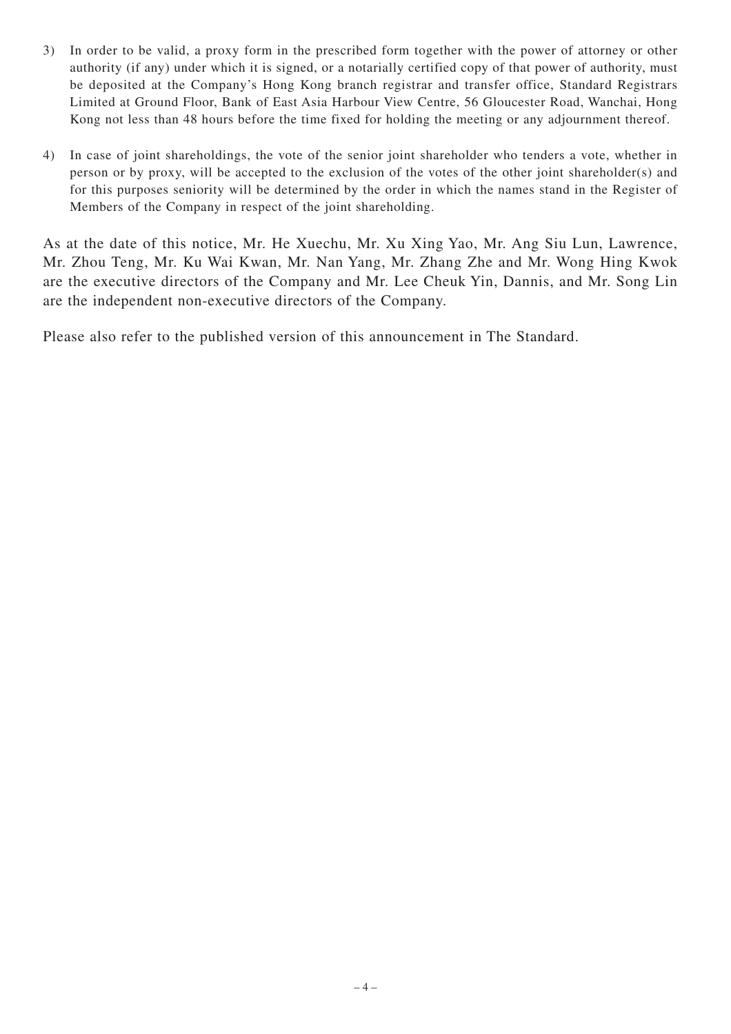3) In order to be valid, a proxy form in the prescribed form together with the power of attorney or other authority (if any) under which it is signed, or a notarially certified copy of that power of authority, must be deposited at the Company's Hong Kong branch registrar and transfer office, Standard Registrars Limited at Ground Floor, Bank of East Asia Harbour View Centre, 56 Gloucester Road, Wanchai, Hong Kong not less than 48 hours before the time fixed for holding the meeting or any adjournment thereof.

4) In case of joint shareholdings, the vote of the senior joint shareholder who tenders a vote, whether in person or by proxy, will be accepted to the exclusion of the votes of the other joint shareholder(s) and for this purposes seniority will be determined by the order in which the names stand in the Register of Members of the Company in respect of the joint shareholding.

As at the date of this notice, Mr. He Xuechu, Mr. Xu Xing Yao, Mr. Ang Siu Lun, Lawrence, Mr. Zhou Teng, Mr. Ku Wai Kwan, Mr. Nan Yang, Mr. Zhang Zhe and Mr. Wong Hing Kwok are the executive directors of the Company and Mr. Lee Cheuk Yin, Dannis, and Mr. Song Lin are the independent non-executive directors of the Company.

Please also refer to the published version of this announcement in The Standard.